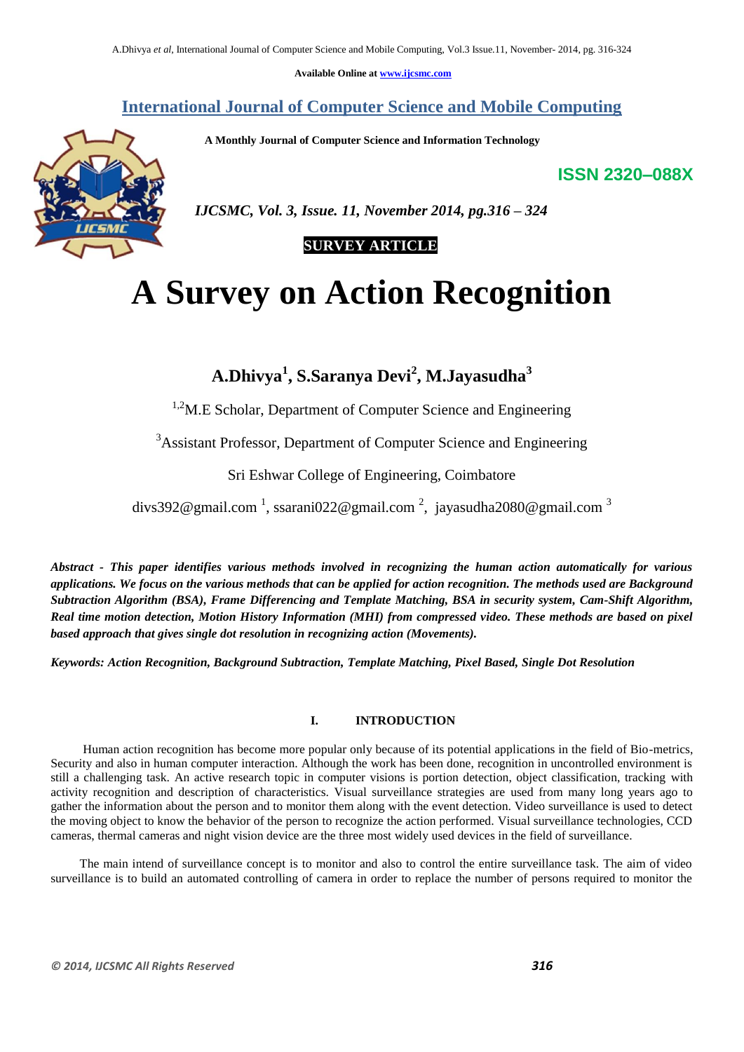Available Online at www.ijcsmc.com

# International Journal of Computer Science and Mobile Computing

**A Monthly Journal of Computer Science and Information Technology**

**ISSN 2320–088X**

***IJCSMC, Vol. 3, Issue. 11, November 2014, pg.316 – 324***

**SURVEY ARTICLE**

# A Survey on Action Recognition

## A.Dhivya[1], S.Saranya Devi[2], M.Jayasudha[3]

[1,2]M.E Scholar, Department of Computer Science and Engineering

[3]Assistant Professor, Department of Computer Science and Engineering

Sri Eshwar College of Engineering, Coimbatore

divs392@gmail.com [1], ssarani022@gmail.com [2], jayasudha2080@gmail.com [3]

***Abstract** - This paper identifies various methods involved in recognizing the human action automatically for various applications. We focus on the various methods that can be applied for action recognition. The methods used are Background Subtraction Algorithm (BSA), Frame Differencing and Template Matching, BSA in security system, Cam-Shift Algorithm, Real time motion detection, Motion History Information (MHI) from compressed video. These methods are based on pixel based approach that gives single dot resolution in recognizing action (Movements).*

***Keywords:** Action Recognition, Background Subtraction, Template Matching, Pixel Based, Single Dot Resolution*

## I. INTRODUCTION

Human action recognition has become more popular only because of its potential applications in the field of Bio-metrics, Security and also in human computer interaction. Although the work has been done, recognition in uncontrolled environment is still a challenging task. An active research topic in computer visions is portion detection, object classification, tracking with activity recognition and description of characteristics. Visual surveillance strategies are used from many long years ago to gather the information about the person and to monitor them along with the event detection. Video surveillance is used to detect the moving object to know the behavior of the person to recognize the action performed. Visual surveillance technologies, CCD cameras, thermal cameras and night vision device are the three most widely used devices in the field of surveillance.

The main intend of surveillance concept is to monitor and also to control the entire surveillance task. The aim of video surveillance is to build an automated controlling of camera in order to replace the number of persons required to monitor the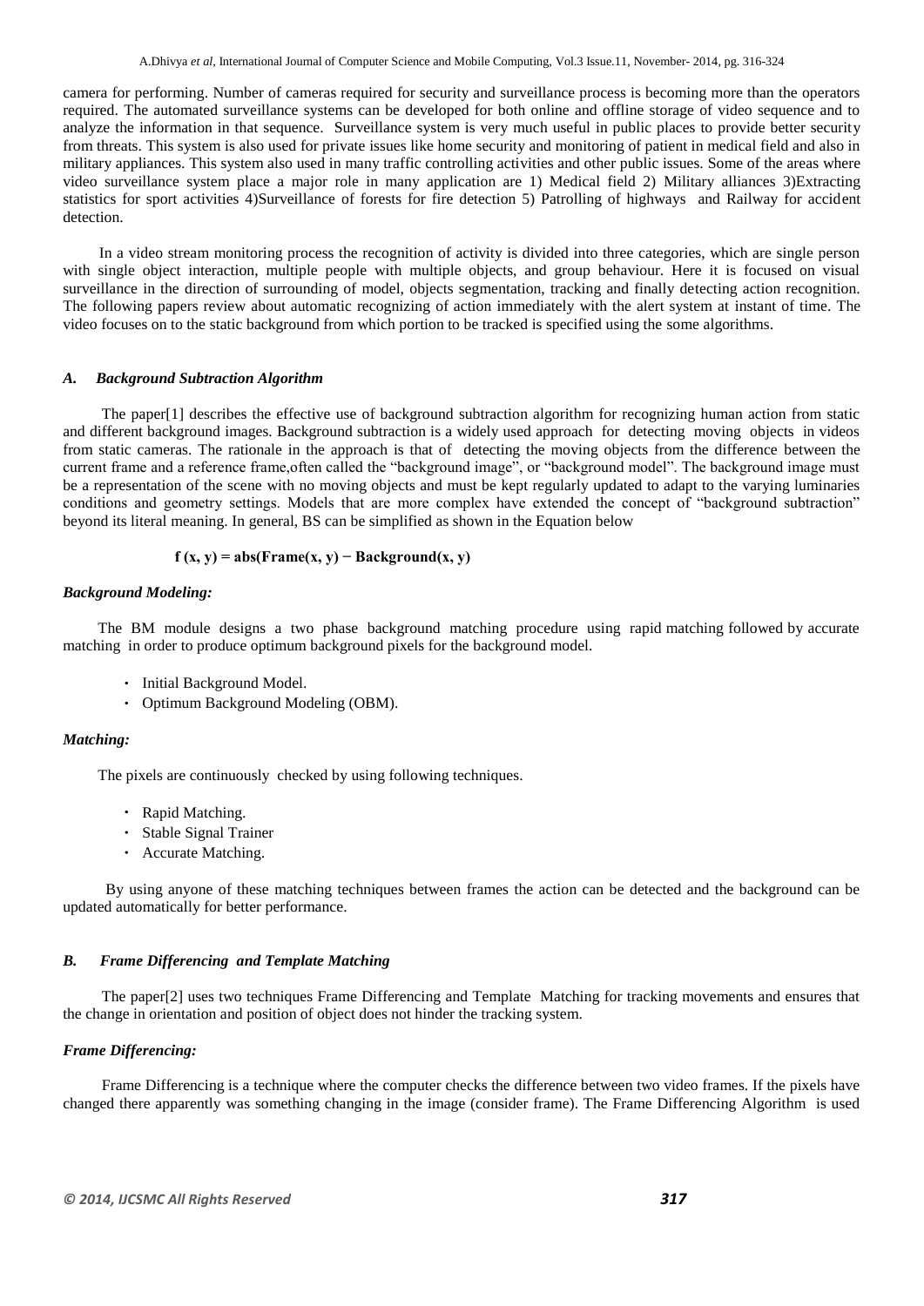camera for performing. Number of cameras required for security and surveillance process is becoming more than the operators required. The automated surveillance systems can be developed for both online and offline storage of video sequence and to analyze the information in that sequence. Surveillance system is very much useful in public places to provide better security from threats. This system is also used for private issues like home security and monitoring of patient in medical field and also in military appliances. This system also used in many traffic controlling activities and other public issues. Some of the areas where video surveillance system place a major role in many application are 1) Medical field 2) Military alliances 3)Extracting statistics for sport activities 4)Surveillance of forests for fire detection 5) Patrolling of highways and Railway for accident detection.

In a video stream monitoring process the recognition of activity is divided into three categories, which are single person with single object interaction, multiple people with multiple objects, and group behaviour. Here it is focused on visual surveillance in the direction of surrounding of model, objects segmentation, tracking and finally detecting action recognition. The following papers review about automatic recognizing of action immediately with the alert system at instant of time. The video focuses on to the static background from which portion to be tracked is specified using the some algorithms.

### *A. Background Subtraction Algorithm*

The paper[1] describes the effective use of background subtraction algorithm for recognizing human action from static and different background images. Background subtraction is a widely used approach for detecting moving objects in videos from static cameras. The rationale in the approach is that of detecting the moving objects from the difference between the current frame and a reference frame,often called the "background image", or "background model". The background image must be a representation of the scene with no moving objects and must be kept regularly updated to adapt to the varying luminaries conditions and geometry settings. Models that are more complex have extended the concept of "background subtraction" beyond its literal meaning. In general, BS can be simplified as shown in the Equation below

$$f(x, y) = abs(Frame(x, y) - Background(x, y))$$

#### *Background Modeling:*

The BM module designs a two phase background matching procedure using rapid matching followed by accurate matching in order to produce optimum background pixels for the background model.

- Initial Background Model.
- Optimum Background Modeling (OBM).

#### *Matching:*

The pixels are continuously checked by using following techniques.

- Rapid Matching.
- Stable Signal Trainer
- Accurate Matching.

By using anyone of these matching techniques between frames the action can be detected and the background can be updated automatically for better performance.

### *B. Frame Differencing and Template Matching*

The paper[2] uses two techniques Frame Differencing and Template Matching for tracking movements and ensures that the change in orientation and position of object does not hinder the tracking system.

#### *Frame Differencing:*

Frame Differencing is a technique where the computer checks the difference between two video frames. If the pixels have changed there apparently was something changing in the image (consider frame). The Frame Differencing Algorithm is used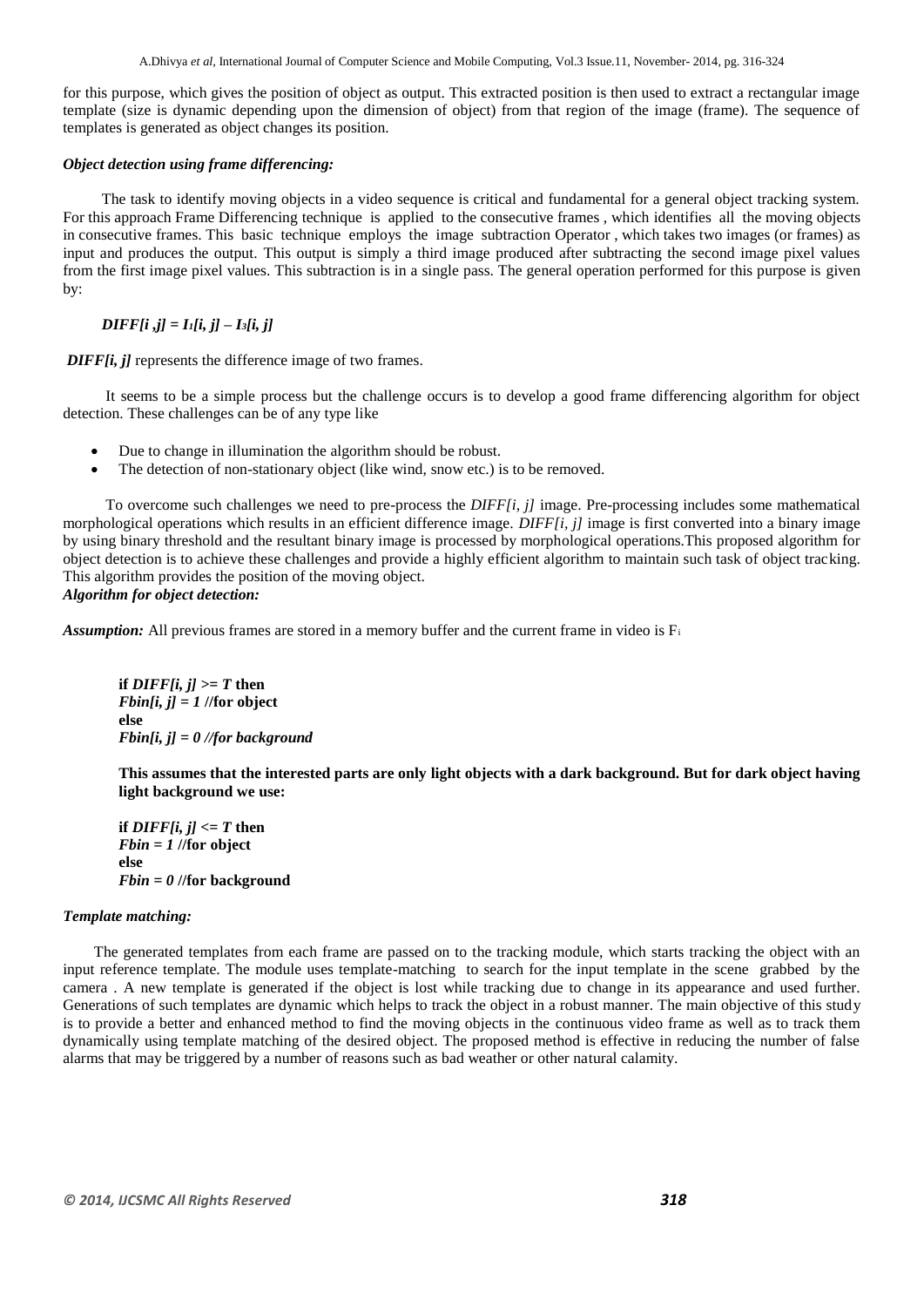for this purpose, which gives the position of object as output. This extracted position is then used to extract a rectangular image template (size is dynamic depending upon the dimension of object) from that region of the image (frame). The sequence of templates is generated as object changes its position.

***Object detection using frame differencing:***

The task to identify moving objects in a video sequence is critical and fundamental for a general object tracking system. For this approach Frame Differencing technique is applied to the consecutive frames , which identifies all the moving objects in consecutive frames. This basic technique employs the image subtraction Operator , which takes two images (or frames) as input and produces the output. This output is simply a third image produced after subtracting the second image pixel values from the first image pixel values. This subtraction is in a single pass. The general operation performed for this purpose is given by:

$$DIFF[i, j] = I_1[i, j] - I_3[i, j]$$

***DIFF[i, j]*** represents the difference image of two frames.

It seems to be a simple process but the challenge occurs is to develop a good frame differencing algorithm for object detection. These challenges can be of any type like

- Due to change in illumination the algorithm should be robust.
- The detection of non-stationary object (like wind, snow etc.) is to be removed.

To overcome such challenges we need to pre-process the *DIFF[i, j]* image. Pre-processing includes some mathematical morphological operations which results in an efficient difference image. *DIFF[i, j]* image is first converted into a binary image by using binary threshold and the resultant binary image is processed by morphological operations.This proposed algorithm for object detection is to achieve these challenges and provide a highly efficient algorithm to maintain such task of object tracking. This algorithm provides the position of the moving object.

***Algorithm for object detection:***

***Assumption:*** All previous frames are stored in a memory buffer and the current frame in video is $F_i$

**if** ***DIFF[i, j] >= T*** **then**
***Fbin[i, j] = 1*** **//for object**
**else**
***Fbin[i, j] = 0 //for background***

**This assumes that the interested parts are only light objects with a dark background. But for dark object having light background we use:**

**if** ***DIFF[i, j] <= T*** **then**
***Fbin = 1*** **//for object**
**else**
***Fbin = 0*** **//for background**

***Template matching:***

The generated templates from each frame are passed on to the tracking module, which starts tracking the object with an input reference template. The module uses template-matching to search for the input template in the scene grabbed by the camera . A new template is generated if the object is lost while tracking due to change in its appearance and used further. Generations of such templates are dynamic which helps to track the object in a robust manner. The main objective of this study is to provide a better and enhanced method to find the moving objects in the continuous video frame as well as to track them dynamically using template matching of the desired object. The proposed method is effective in reducing the number of false alarms that may be triggered by a number of reasons such as bad weather or other natural calamity.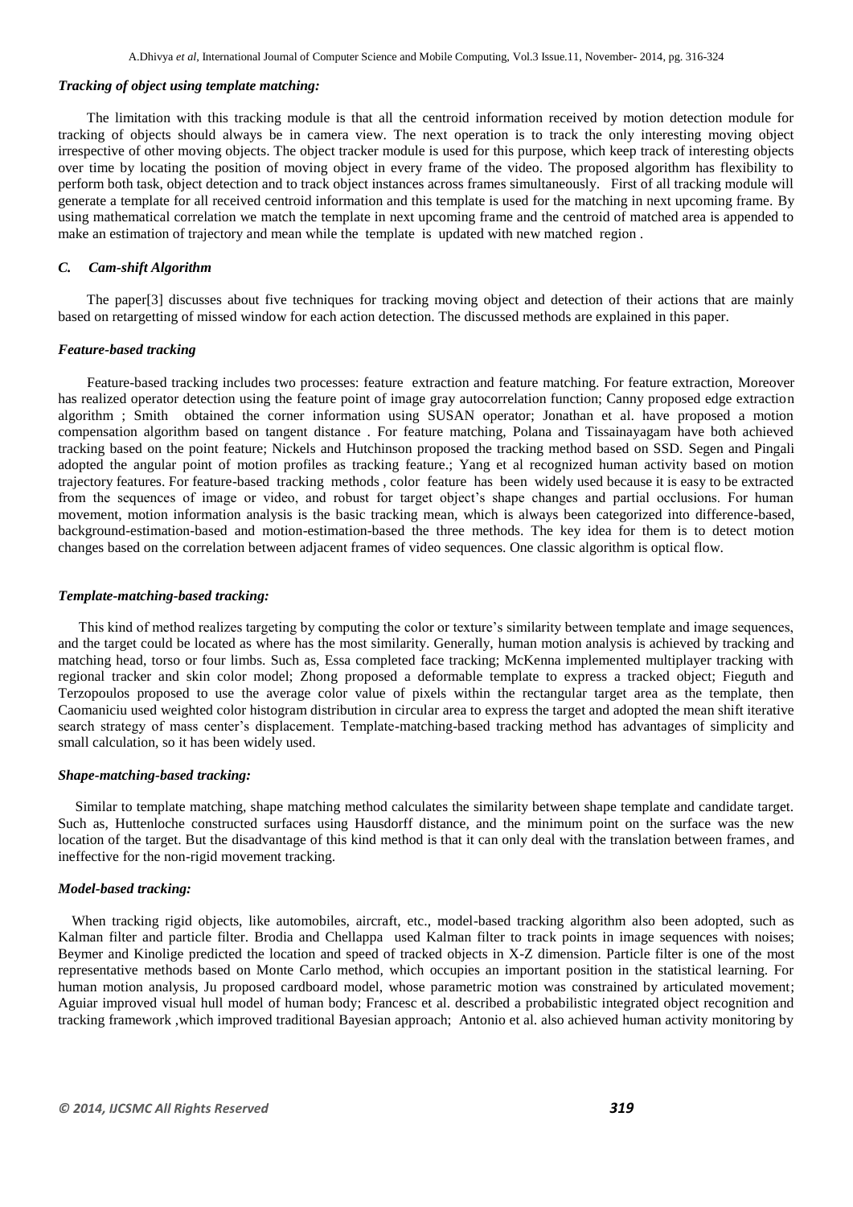***Tracking of object using template matching:***

The limitation with this tracking module is that all the centroid information received by motion detection module for tracking of objects should always be in camera view. The next operation is to track the only interesting moving object irrespective of other moving objects. The object tracker module is used for this purpose, which keep track of interesting objects over time by locating the position of moving object in every frame of the video. The proposed algorithm has flexibility to perform both task, object detection and to track object instances across frames simultaneously. First of all tracking module will generate a template for all received centroid information and this template is used for the matching in next upcoming frame. By using mathematical correlation we match the template in next upcoming frame and the centroid of matched area is appended to make an estimation of trajectory and mean while the template is updated with new matched region .

### *C. Cam-shift Algorithm*

The paper[3] discusses about five techniques for tracking moving object and detection of their actions that are mainly based on retargetting of missed window for each action detection. The discussed methods are explained in this paper.

***Feature-based tracking***

Feature-based tracking includes two processes: feature extraction and feature matching. For feature extraction, Moreover has realized operator detection using the feature point of image gray autocorrelation function; Canny proposed edge extraction algorithm ; Smith obtained the corner information using SUSAN operator; Jonathan et al. have proposed a motion compensation algorithm based on tangent distance . For feature matching, Polana and Tissainayagam have both achieved tracking based on the point feature; Nickels and Hutchinson proposed the tracking method based on SSD. Segen and Pingali adopted the angular point of motion profiles as tracking feature.; Yang et al recognized human activity based on motion trajectory features. For feature-based tracking methods , color feature has been widely used because it is easy to be extracted from the sequences of image or video, and robust for target object's shape changes and partial occlusions. For human movement, motion information analysis is the basic tracking mean, which is always been categorized into difference-based, background-estimation-based and motion-estimation-based the three methods. The key idea for them is to detect motion changes based on the correlation between adjacent frames of video sequences. One classic algorithm is optical flow.

***Template-matching-based tracking:***

This kind of method realizes targeting by computing the color or texture's similarity between template and image sequences, and the target could be located as where has the most similarity. Generally, human motion analysis is achieved by tracking and matching head, torso or four limbs. Such as, Essa completed face tracking; McKenna implemented multiplayer tracking with regional tracker and skin color model; Zhong proposed a deformable template to express a tracked object; Fieguth and Terzopoulos proposed to use the average color value of pixels within the rectangular target area as the template, then Caomaniciu used weighted color histogram distribution in circular area to express the target and adopted the mean shift iterative search strategy of mass center's displacement. Template-matching-based tracking method has advantages of simplicity and small calculation, so it has been widely used.

***Shape-matching-based tracking:***

Similar to template matching, shape matching method calculates the similarity between shape template and candidate target. Such as, Huttenloche constructed surfaces using Hausdorff distance, and the minimum point on the surface was the new location of the target. But the disadvantage of this kind method is that it can only deal with the translation between frames, and ineffective for the non-rigid movement tracking.

***Model-based tracking:***

When tracking rigid objects, like automobiles, aircraft, etc., model-based tracking algorithm also been adopted, such as Kalman filter and particle filter. Brodia and Chellappa used Kalman filter to track points in image sequences with noises; Beymer and Kinolige predicted the location and speed of tracked objects in X-Z dimension. Particle filter is one of the most representative methods based on Monte Carlo method, which occupies an important position in the statistical learning. For human motion analysis, Ju proposed cardboard model, whose parametric motion was constrained by articulated movement; Aguiar improved visual hull model of human body; Francesc et al. described a probabilistic integrated object recognition and tracking framework ,which improved traditional Bayesian approach; Antonio et al. also achieved human activity monitoring by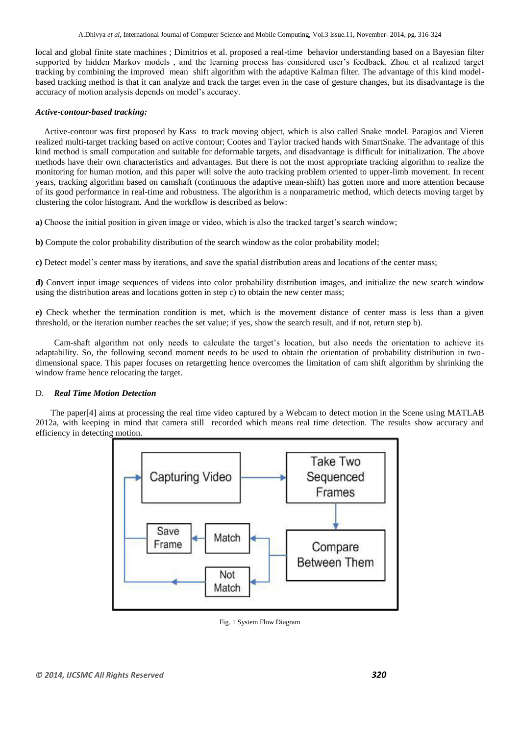local and global finite state machines ; Dimitrios et al. proposed a real-time behavior understanding based on a Bayesian filter supported by hidden Markov models , and the learning process has considered user's feedback. Zhou et al realized target tracking by combining the improved mean shift algorithm with the adaptive Kalman filter. The advantage of this kind model-based tracking method is that it can analyze and track the target even in the case of gesture changes, but its disadvantage is the accuracy of motion analysis depends on model's accuracy.

***Active-contour-based tracking:***

Active-contour was first proposed by Kass to track moving object, which is also called Snake model. Paragios and Vieren realized multi-target tracking based on active contour; Cootes and Taylor tracked hands with SmartSnake. The advantage of this kind method is small computation and suitable for deformable targets, and disadvantage is difficult for initialization. The above methods have their own characteristics and advantages. But there is not the most appropriate tracking algorithm to realize the monitoring for human motion, and this paper will solve the auto tracking problem oriented to upper-limb movement. In recent years, tracking algorithm based on camshaft (continuous the adaptive mean-shift) has gotten more and more attention because of its good performance in real-time and robustness. The algorithm is a nonparametric method, which detects moving target by clustering the color histogram. And the workflow is described as below:

**a)** Choose the initial position in given image or video, which is also the tracked target's search window;

**b)** Compute the color probability distribution of the search window as the color probability model;

**c)** Detect model's center mass by iterations, and save the spatial distribution areas and locations of the center mass;

**d)** Convert input image sequences of videos into color probability distribution images, and initialize the new search window using the distribution areas and locations gotten in step c) to obtain the new center mass;

**e)** Check whether the termination condition is met, which is the movement distance of center mass is less than a given threshold, or the iteration number reaches the set value; if yes, show the search result, and if not, return step b).

Cam-shaft algorithm not only needs to calculate the target's location, but also needs the orientation to achieve its adaptability. So, the following second moment needs to be used to obtain the orientation of probability distribution in two-dimensional space. This paper focuses on retargetting hence overcomes the limitation of cam shift algorithm by shrinking the window frame hence relocating the target.

### D. *Real Time Motion Detection*

The paper[4] aims at processing the real time video captured by a Webcam to detect motion in the Scene using MATLAB 2012a, with keeping in mind that camera still recorded which means real time detection. The results show accuracy and efficiency in detecting motion.

Capturing Video → Take Two Sequenced Frames → Compare Between Them → Match → Save Frame → (back to Capturing Video); Compare Between Them → Not Match → (back to Capturing Video)

Fig. 1 System Flow Diagram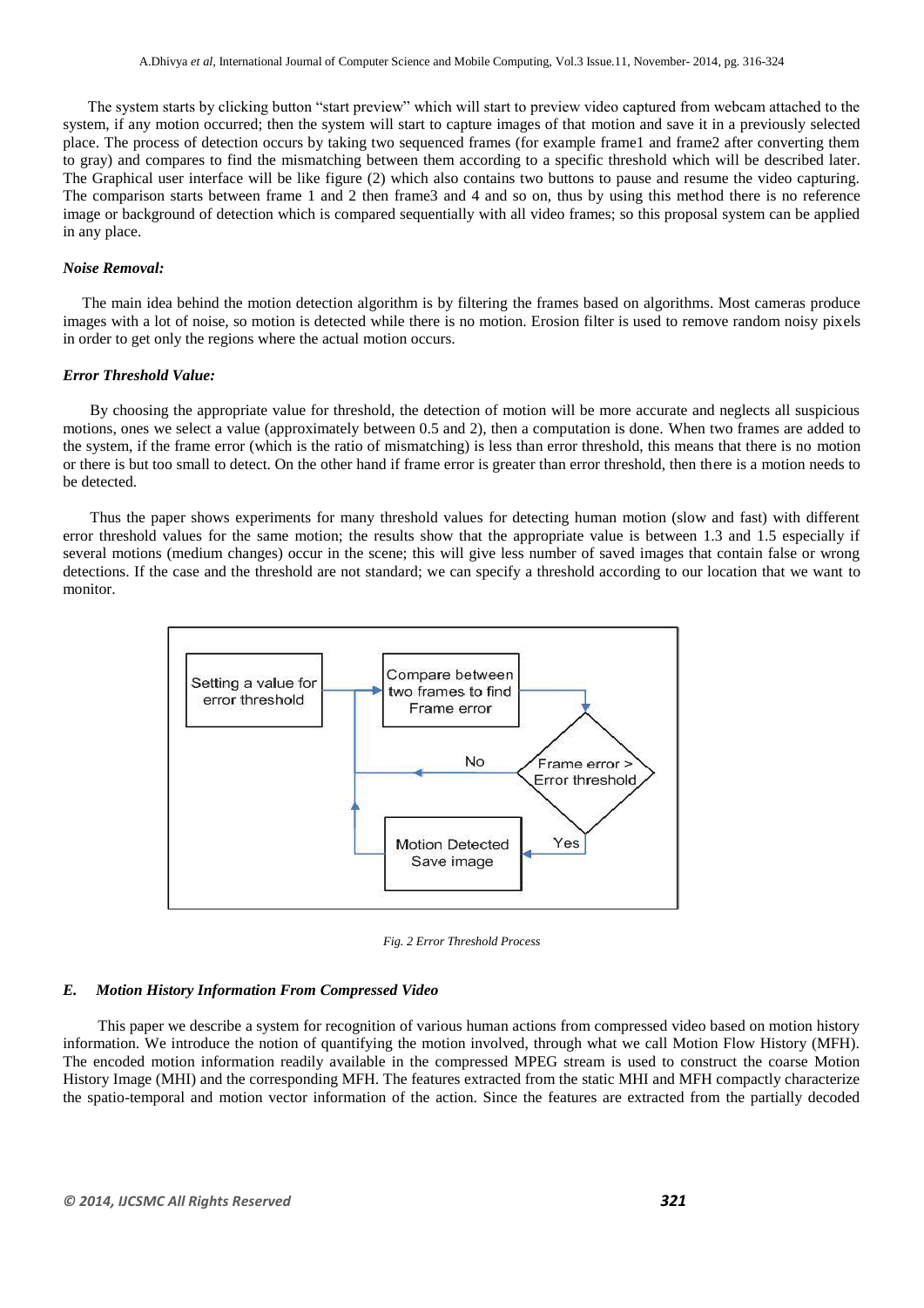The system starts by clicking button "start preview" which will start to preview video captured from webcam attached to the system, if any motion occurred; then the system will start to capture images of that motion and save it in a previously selected place. The process of detection occurs by taking two sequenced frames (for example frame1 and frame2 after converting them to gray) and compares to find the mismatching between them according to a specific threshold which will be described later. The Graphical user interface will be like figure (2) which also contains two buttons to pause and resume the video capturing. The comparison starts between frame 1 and 2 then frame3 and 4 and so on, thus by using this method there is no reference image or background of detection which is compared sequentially with all video frames; so this proposal system can be applied in any place.

***Noise Removal:***

The main idea behind the motion detection algorithm is by filtering the frames based on algorithms. Most cameras produce images with a lot of noise, so motion is detected while there is no motion. Erosion filter is used to remove random noisy pixels in order to get only the regions where the actual motion occurs.

***Error Threshold Value:***

By choosing the appropriate value for threshold, the detection of motion will be more accurate and neglects all suspicious motions, ones we select a value (approximately between 0.5 and 2), then a computation is done. When two frames are added to the system, if the frame error (which is the ratio of mismatching) is less than error threshold, this means that there is no motion or there is but too small to detect. On the other hand if frame error is greater than error threshold, then there is a motion needs to be detected.

Thus the paper shows experiments for many threshold values for detecting human motion (slow and fast) with different error threshold values for the same motion; the results show that the appropriate value is between 1.3 and 1.5 especially if several motions (medium changes) occur in the scene; this will give less number of saved images that contain false or wrong detections. If the case and the threshold are not standard; we can specify a threshold according to our location that we want to monitor.

Setting a value for error threshold → Compare between two frames to find Frame error → Frame error > Error threshold → Yes → Motion Detected Save image; No → back

*Fig. 2 Error Threshold Process*

### *E. Motion History Information From Compressed Video*

This paper we describe a system for recognition of various human actions from compressed video based on motion history information. We introduce the notion of quantifying the motion involved, through what we call Motion Flow History (MFH). The encoded motion information readily available in the compressed MPEG stream is used to construct the coarse Motion History Image (MHI) and the corresponding MFH. The features extracted from the static MHI and MFH compactly characterize the spatio-temporal and motion vector information of the action. Since the features are extracted from the partially decoded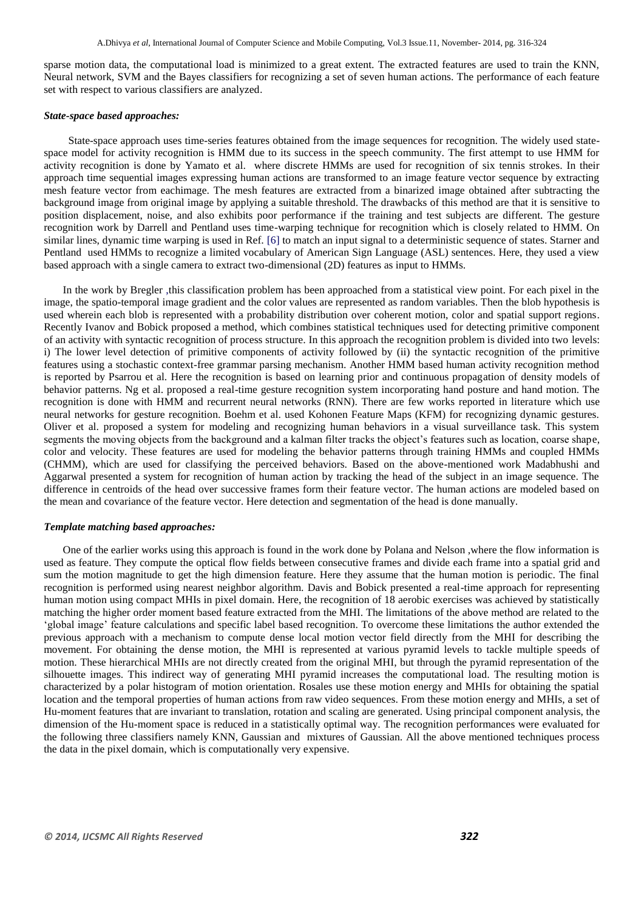sparse motion data, the computational load is minimized to a great extent. The extracted features are used to train the KNN, Neural network, SVM and the Bayes classifiers for recognizing a set of seven human actions. The performance of each feature set with respect to various classifiers are analyzed.

***State-space based approaches:***

State-space approach uses time-series features obtained from the image sequences for recognition. The widely used state-space model for activity recognition is HMM due to its success in the speech community. The first attempt to use HMM for activity recognition is done by Yamato et al. where discrete HMMs are used for recognition of six tennis strokes. In their approach time sequential images expressing human actions are transformed to an image feature vector sequence by extracting mesh feature vector from eachimage. The mesh features are extracted from a binarized image obtained after subtracting the background image from original image by applying a suitable threshold. The drawbacks of this method are that it is sensitive to position displacement, noise, and also exhibits poor performance if the training and test subjects are different. The gesture recognition work by Darrell and Pentland uses time-warping technique for recognition which is closely related to HMM. On similar lines, dynamic time warping is used in Ref. [6] to match an input signal to a deterministic sequence of states. Starner and Pentland used HMMs to recognize a limited vocabulary of American Sign Language (ASL) sentences. Here, they used a view based approach with a single camera to extract two-dimensional (2D) features as input to HMMs.

In the work by Bregler ,this classification problem has been approached from a statistical view point. For each pixel in the image, the spatio-temporal image gradient and the color values are represented as random variables. Then the blob hypothesis is used wherein each blob is represented with a probability distribution over coherent motion, color and spatial support regions. Recently Ivanov and Bobick proposed a method, which combines statistical techniques used for detecting primitive component of an activity with syntactic recognition of process structure. In this approach the recognition problem is divided into two levels: i) The lower level detection of primitive components of activity followed by (ii) the syntactic recognition of the primitive features using a stochastic context-free grammar parsing mechanism. Another HMM based human activity recognition method is reported by Psarrou et al. Here the recognition is based on learning prior and continuous propagation of density models of behavior patterns. Ng et al. proposed a real-time gesture recognition system incorporating hand posture and hand motion. The recognition is done with HMM and recurrent neural networks (RNN). There are few works reported in literature which use neural networks for gesture recognition. Boehm et al. used Kohonen Feature Maps (KFM) for recognizing dynamic gestures. Oliver et al. proposed a system for modeling and recognizing human behaviors in a visual surveillance task. This system segments the moving objects from the background and a kalman filter tracks the object's features such as location, coarse shape, color and velocity. These features are used for modeling the behavior patterns through training HMMs and coupled HMMs (CHMM), which are used for classifying the perceived behaviors. Based on the above-mentioned work Madabhushi and Aggarwal presented a system for recognition of human action by tracking the head of the subject in an image sequence. The difference in centroids of the head over successive frames form their feature vector. The human actions are modeled based on the mean and covariance of the feature vector. Here detection and segmentation of the head is done manually.

***Template matching based approaches:***

One of the earlier works using this approach is found in the work done by Polana and Nelson ,where the flow information is used as feature. They compute the optical flow fields between consecutive frames and divide each frame into a spatial grid and sum the motion magnitude to get the high dimension feature. Here they assume that the human motion is periodic. The final recognition is performed using nearest neighbor algorithm. Davis and Bobick presented a real-time approach for representing human motion using compact MHIs in pixel domain. Here, the recognition of 18 aerobic exercises was achieved by statistically matching the higher order moment based feature extracted from the MHI. The limitations of the above method are related to the 'global image' feature calculations and specific label based recognition. To overcome these limitations the author extended the previous approach with a mechanism to compute dense local motion vector field directly from the MHI for describing the movement. For obtaining the dense motion, the MHI is represented at various pyramid levels to tackle multiple speeds of motion. These hierarchical MHIs are not directly created from the original MHI, but through the pyramid representation of the silhouette images. This indirect way of generating MHI pyramid increases the computational load. The resulting motion is characterized by a polar histogram of motion orientation. Rosales use these motion energy and MHIs for obtaining the spatial location and the temporal properties of human actions from raw video sequences. From these motion energy and MHIs, a set of Hu-moment features that are invariant to translation, rotation and scaling are generated. Using principal component analysis, the dimension of the Hu-moment space is reduced in a statistically optimal way. The recognition performances were evaluated for the following three classifiers namely KNN, Gaussian and mixtures of Gaussian. All the above mentioned techniques process the data in the pixel domain, which is computationally very expensive.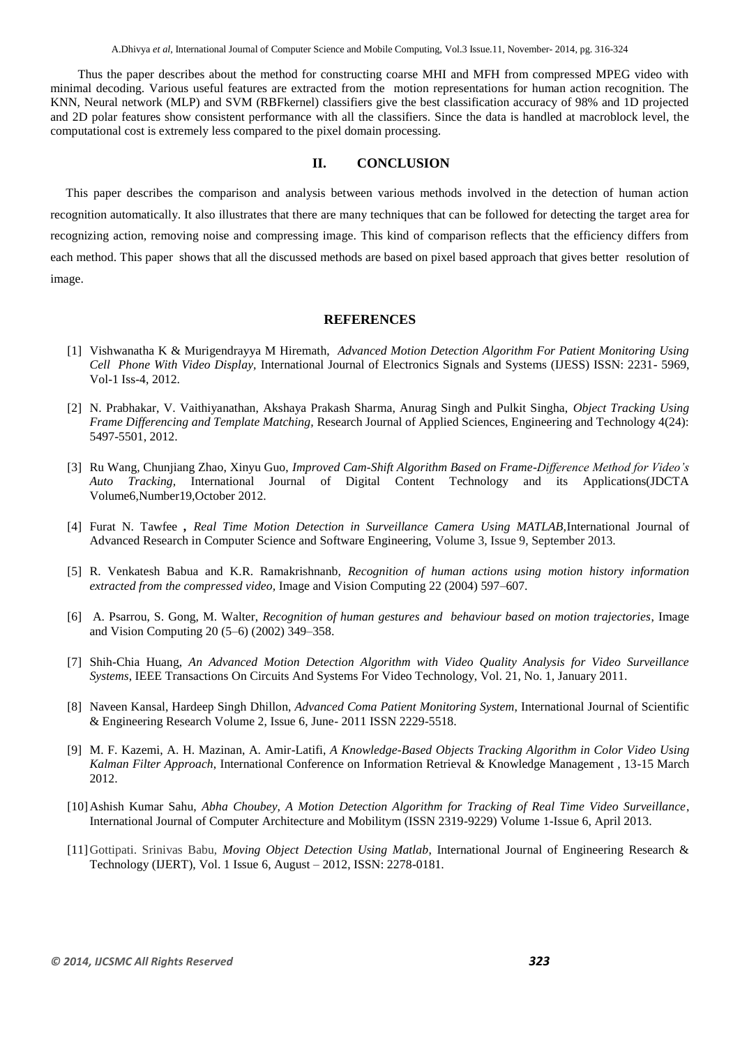Thus the paper describes about the method for constructing coarse MHI and MFH from compressed MPEG video with minimal decoding. Various useful features are extracted from the motion representations for human action recognition. The KNN, Neural network (MLP) and SVM (RBFkernel) classifiers give the best classification accuracy of 98% and 1D projected and 2D polar features show consistent performance with all the classifiers. Since the data is handled at macroblock level, the computational cost is extremely less compared to the pixel domain processing.

## II. CONCLUSION

This paper describes the comparison and analysis between various methods involved in the detection of human action recognition automatically. It also illustrates that there are many techniques that can be followed for detecting the target area for recognizing action, removing noise and compressing image. This kind of comparison reflects that the efficiency differs from each method. This paper shows that all the discussed methods are based on pixel based approach that gives better resolution of image.

## REFERENCES

[1] Vishwanatha K & Murigendrayya M Hiremath, *Advanced Motion Detection Algorithm For Patient Monitoring Using Cell Phone With Video Display*, International Journal of Electronics Signals and Systems (IJESS) ISSN: 2231- 5969, Vol-1 Iss-4, 2012.

[2] N. Prabhakar, V. Vaithiyanathan, Akshaya Prakash Sharma, Anurag Singh and Pulkit Singha, *Object Tracking Using Frame Differencing and Template Matching,* Research Journal of Applied Sciences, Engineering and Technology 4(24): 5497-5501, 2012.

[3] Ru Wang, Chunjiang Zhao, Xinyu Guo, *Improved Cam-Shift Algorithm Based on Frame-Difference Method for Video's Auto Tracking*, International Journal of Digital Content Technology and its Applications(JDCTA Volume6,Number19,October 2012.

[4] Furat N. Tawfee **,** *Real Time Motion Detection in Surveillance Camera Using MATLAB,*International Journal of Advanced Research in Computer Science and Software Engineering, Volume 3, Issue 9, September 2013.

[5] R. Venkatesh Babua and K.R. Ramakrishnanb, *Recognition of human actions using motion history information extracted from the compressed video,* Image and Vision Computing 22 (2004) 597–607.

[6] A. Psarrou, S. Gong, M. Walter, *Recognition of human gestures and behaviour based on motion trajectories*, Image and Vision Computing 20 (5–6) (2002) 349–358.

[7] Shih-Chia Huang, *An Advanced Motion Detection Algorithm with Video Quality Analysis for Video Surveillance Systems*, IEEE Transactions On Circuits And Systems For Video Technology, Vol. 21, No. 1, January 2011.

[8] Naveen Kansal, Hardeep Singh Dhillon, *Advanced Coma Patient Monitoring System*, International Journal of Scientific & Engineering Research Volume 2, Issue 6, June- 2011 ISSN 2229-5518.

[9] M. F. Kazemi, A. H. Mazinan, A. Amir-Latifi, *A Knowledge-Based Objects Tracking Algorithm in Color Video Using Kalman Filter Approach*, International Conference on Information Retrieval & Knowledge Management , 13-15 March 2012.

[10] Ashish Kumar Sahu, *Abha Choubey, A Motion Detection Algorithm for Tracking of Real Time Video Surveillance*, International Journal of Computer Architecture and Mobilitym (ISSN 2319-9229) Volume 1-Issue 6, April 2013.

[11] Gottipati. Srinivas Babu, *Moving Object Detection Using Matlab*, International Journal of Engineering Research & Technology (IJERT), Vol. 1 Issue 6, August – 2012, ISSN: 2278-0181.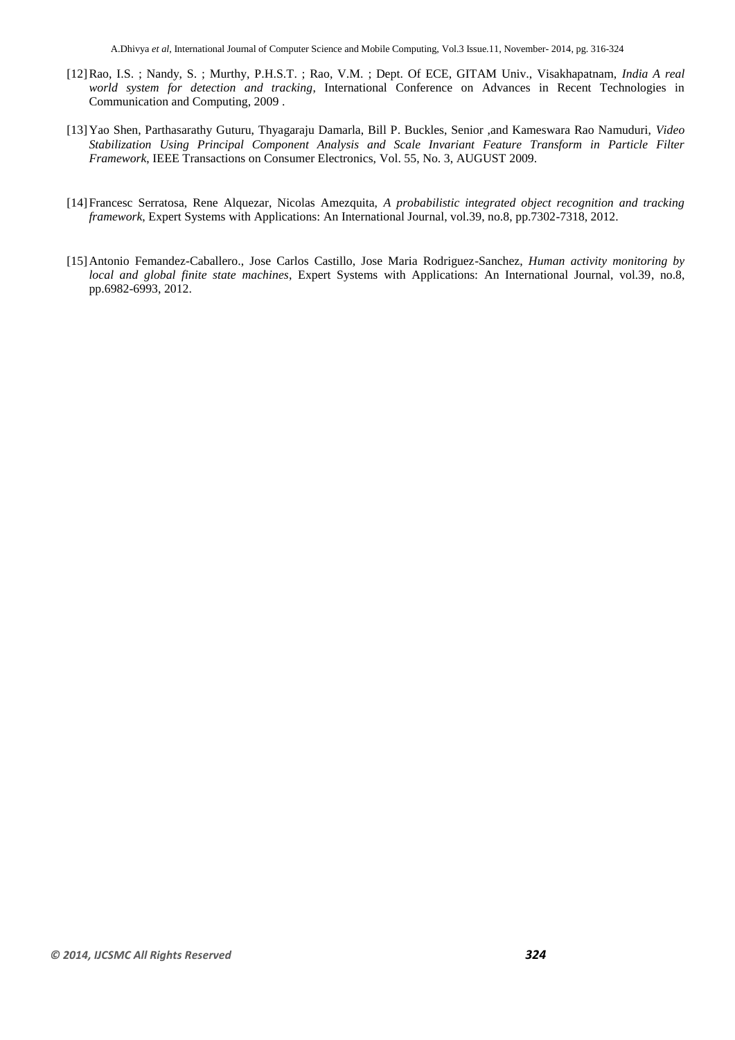[12] Rao, I.S. ; Nandy, S. ; Murthy, P.H.S.T. ; Rao, V.M. ; Dept. Of ECE, GITAM Univ., Visakhapatnam, *India A real world system for detection and tracking*, International Conference on Advances in Recent Technologies in Communication and Computing, 2009 .

[13] Yao Shen, Parthasarathy Guturu, Thyagaraju Damarla, Bill P. Buckles, Senior ,and Kameswara Rao Namuduri, *Video Stabilization Using Principal Component Analysis and Scale Invariant Feature Transform in Particle Filter Framework*, IEEE Transactions on Consumer Electronics, Vol. 55, No. 3, AUGUST 2009.

[14] Francesc Serratosa, Rene Alquezar, Nicolas Amezquita, *A probabilistic integrated object recognition and tracking framework*, Expert Systems with Applications: An International Journal, vol.39, no.8, pp.7302-7318, 2012.

[15] Antonio Femandez-Caballero., Jose Carlos Castillo, Jose Maria Rodriguez-Sanchez, *Human activity monitoring by local and global finite state machines*, Expert Systems with Applications: An International Journal, vol.39, no.8, pp.6982-6993, 2012.